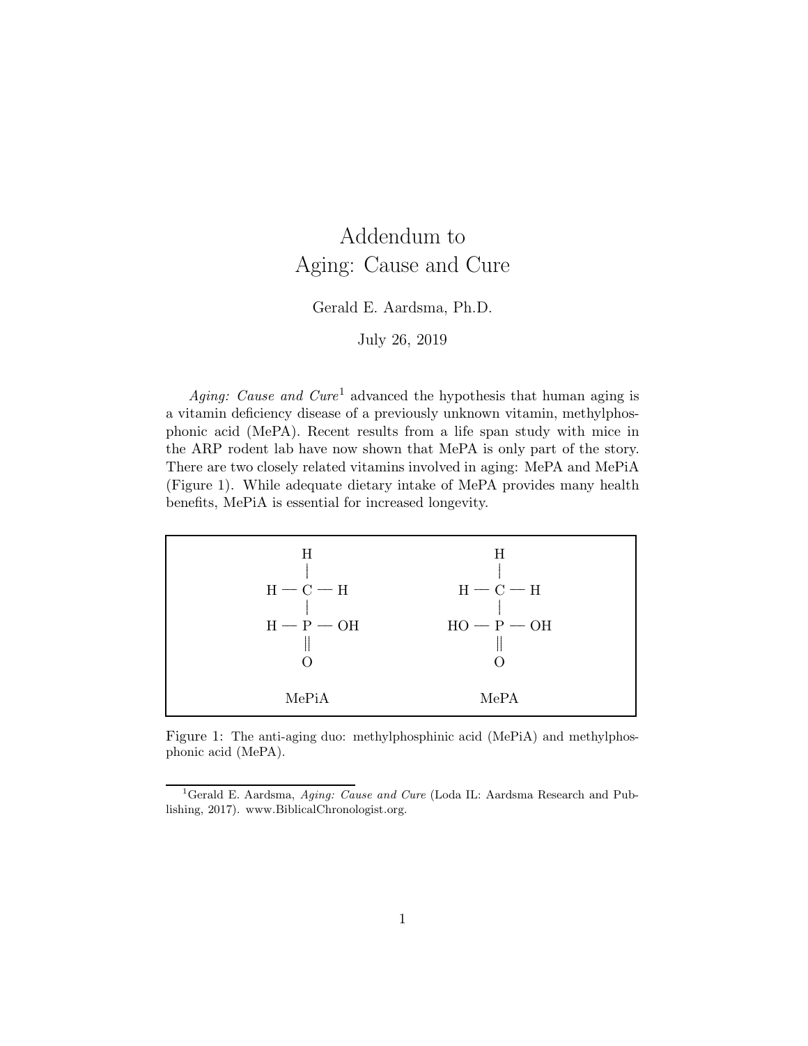# Addendum to Aging: Cause and Cure

Gerald E. Aardsma, Ph.D.

July 26, 2019

*Aging: Cause and Cure*[1] advanced the hypothesis that human aging is a vitamin deficiency disease of a previously unknown vitamin, methylphosphonic acid (MePA). Recent results from a life span study with mice in the ARP rodent lab have now shown that MePA is only part of the story. There are two closely related vitamins involved in aging: MePA and MePiA (Figure 1). While adequate dietary intake of MePA provides many health benefits, MePiA is essential for increased longevity.

```
        H                      H
        |                      |
   H —  C — H             H —  C — H
        |                      |
   H —  P — OH           HO —  P — OH
        ||                     ||
        O                      O

      MePiA                   MePA
```

Figure 1: The anti-aging duo: methylphosphinic acid (MePiA) and methylphosphonic acid (MePA).

[1] Gerald E. Aardsma, *Aging: Cause and Cure* (Loda IL: Aardsma Research and Publishing, 2017). www.BiblicalChronologist.org.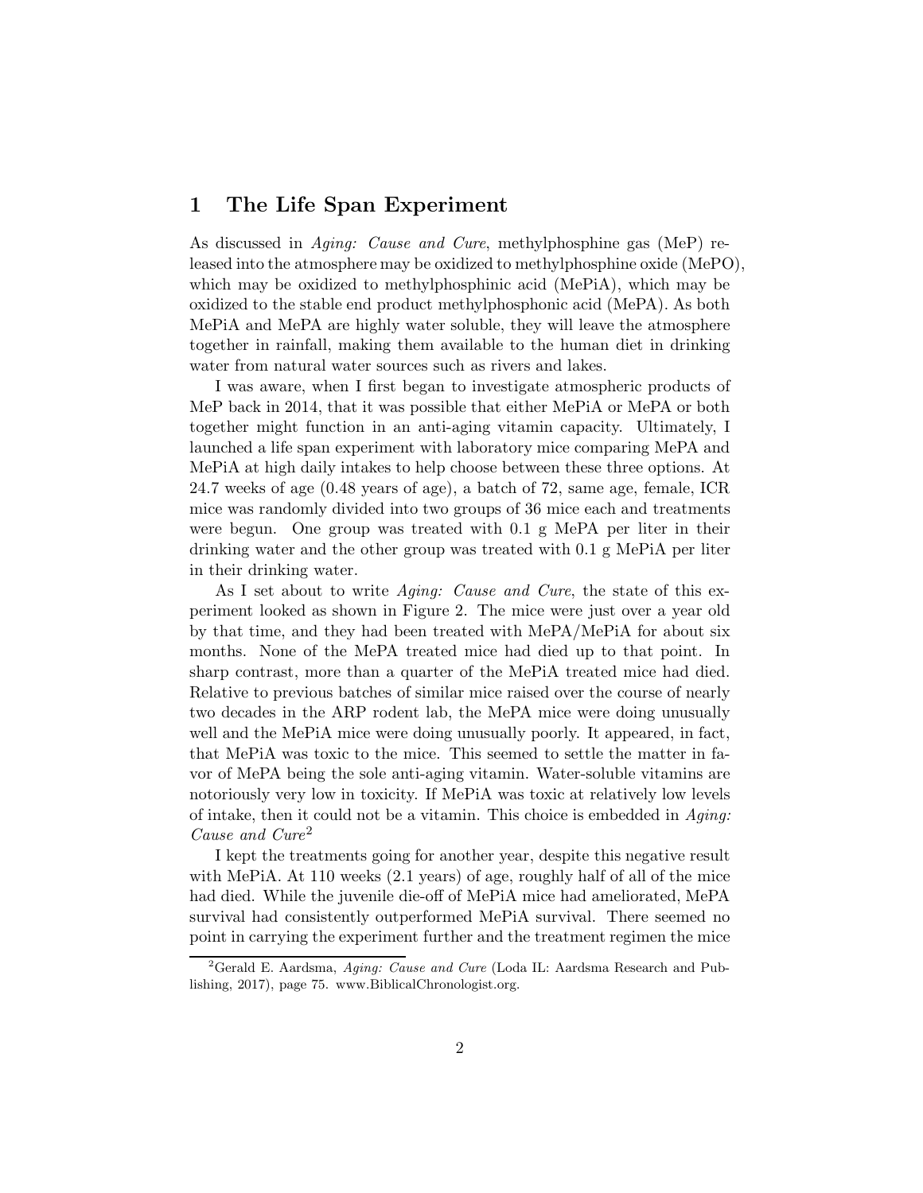# 1 The Life Span Experiment

As discussed in *Aging: Cause and Cure*, methylphosphine gas (MeP) released into the atmosphere may be oxidized to methylphosphine oxide (MePO), which may be oxidized to methylphosphinic acid (MePiA), which may be oxidized to the stable end product methylphosphonic acid (MePA). As both MePiA and MePA are highly water soluble, they will leave the atmosphere together in rainfall, making them available to the human diet in drinking water from natural water sources such as rivers and lakes.

I was aware, when I first began to investigate atmospheric products of MeP back in 2014, that it was possible that either MePiA or MePA or both together might function in an anti-aging vitamin capacity. Ultimately, I launched a life span experiment with laboratory mice comparing MePA and MePiA at high daily intakes to help choose between these three options. At 24.7 weeks of age (0.48 years of age), a batch of 72, same age, female, ICR mice was randomly divided into two groups of 36 mice each and treatments were begun. One group was treated with 0.1 g MePA per liter in their drinking water and the other group was treated with 0.1 g MePiA per liter in their drinking water.

As I set about to write *Aging: Cause and Cure*, the state of this experiment looked as shown in Figure 2. The mice were just over a year old by that time, and they had been treated with MePA/MePiA for about six months. None of the MePA treated mice had died up to that point. In sharp contrast, more than a quarter of the MePiA treated mice had died. Relative to previous batches of similar mice raised over the course of nearly two decades in the ARP rodent lab, the MePA mice were doing unusually well and the MePiA mice were doing unusually poorly. It appeared, in fact, that MePiA was toxic to the mice. This seemed to settle the matter in favor of MePA being the sole anti-aging vitamin. Water-soluble vitamins are notoriously very low in toxicity. If MePiA was toxic at relatively low levels of intake, then it could not be a vitamin. This choice is embedded in *Aging: Cause and Cure*[2]

I kept the treatments going for another year, despite this negative result with MePiA. At 110 weeks (2.1 years) of age, roughly half of all of the mice had died. While the juvenile die-off of MePiA mice had ameliorated, MePA survival had consistently outperformed MePiA survival. There seemed no point in carrying the experiment further and the treatment regimen the mice

[2] Gerald E. Aardsma, *Aging: Cause and Cure* (Loda IL: Aardsma Research and Publishing, 2017), page 75. www.BiblicalChronologist.org.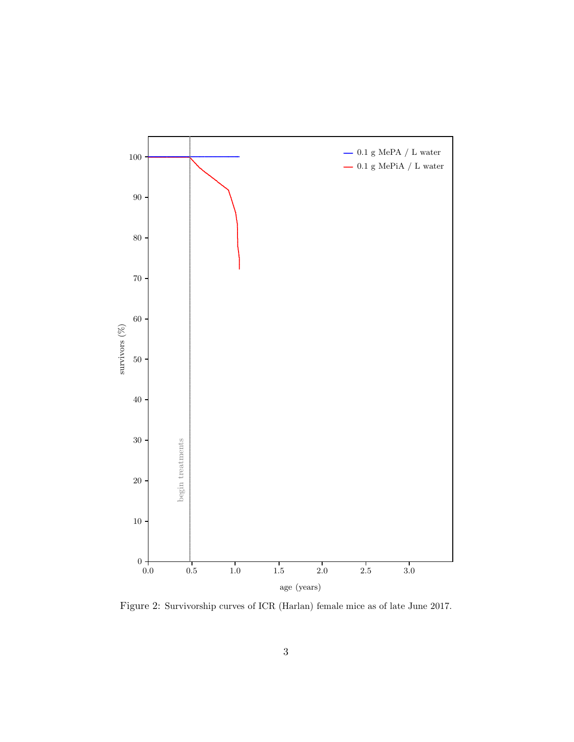Figure 2: Survivorship curves of ICR (Harlan) female mice as of late June 2017.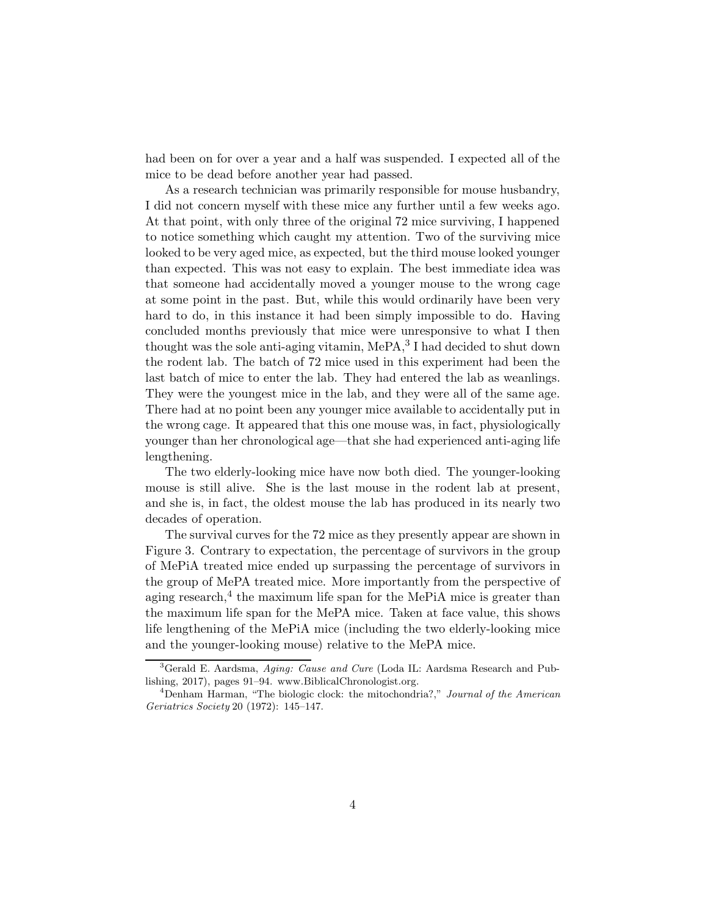had been on for over a year and a half was suspended. I expected all of the mice to be dead before another year had passed.

As a research technician was primarily responsible for mouse husbandry, I did not concern myself with these mice any further until a few weeks ago. At that point, with only three of the original 72 mice surviving, I happened to notice something which caught my attention. Two of the surviving mice looked to be very aged mice, as expected, but the third mouse looked younger than expected. This was not easy to explain. The best immediate idea was that someone had accidentally moved a younger mouse to the wrong cage at some point in the past. But, while this would ordinarily have been very hard to do, in this instance it had been simply impossible to do. Having concluded months previously that mice were unresponsive to what I then thought was the sole anti-aging vitamin, MePA,[3] I had decided to shut down the rodent lab. The batch of 72 mice used in this experiment had been the last batch of mice to enter the lab. They had entered the lab as weanlings. They were the youngest mice in the lab, and they were all of the same age. There had at no point been any younger mice available to accidentally put in the wrong cage. It appeared that this one mouse was, in fact, physiologically younger than her chronological age—that she had experienced anti-aging life lengthening.

The two elderly-looking mice have now both died. The younger-looking mouse is still alive. She is the last mouse in the rodent lab at present, and she is, in fact, the oldest mouse the lab has produced in its nearly two decades of operation.

The survival curves for the 72 mice as they presently appear are shown in Figure 3. Contrary to expectation, the percentage of survivors in the group of MePiA treated mice ended up surpassing the percentage of survivors in the group of MePA treated mice. More importantly from the perspective of aging research,[4] the maximum life span for the MePiA mice is greater than the maximum life span for the MePA mice. Taken at face value, this shows life lengthening of the MePiA mice (including the two elderly-looking mice and the younger-looking mouse) relative to the MePA mice.

---

[3] Gerald E. Aardsma, *Aging: Cause and Cure* (Loda IL: Aardsma Research and Publishing, 2017), pages 91–94. www.BiblicalChronologist.org.

[4] Denham Harman, "The biologic clock: the mitochondria?," *Journal of the American Geriatrics Society* 20 (1972): 145–147.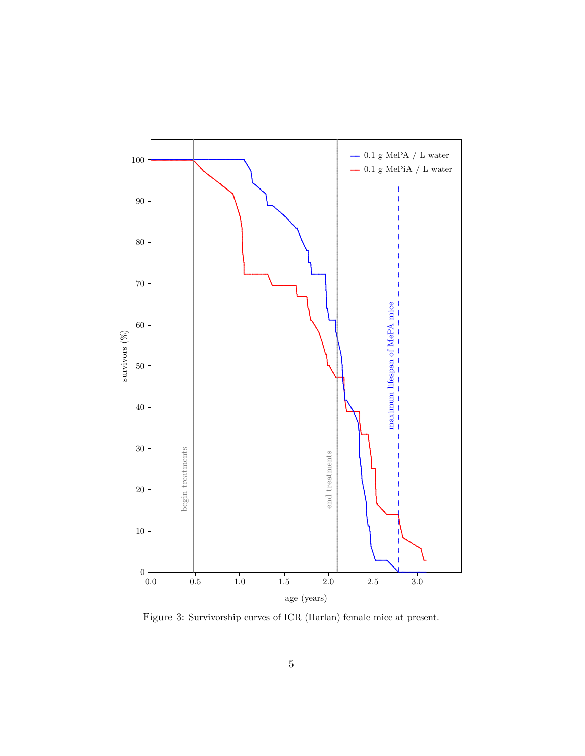Figure 3: Survivorship curves of ICR (Harlan) female mice at present.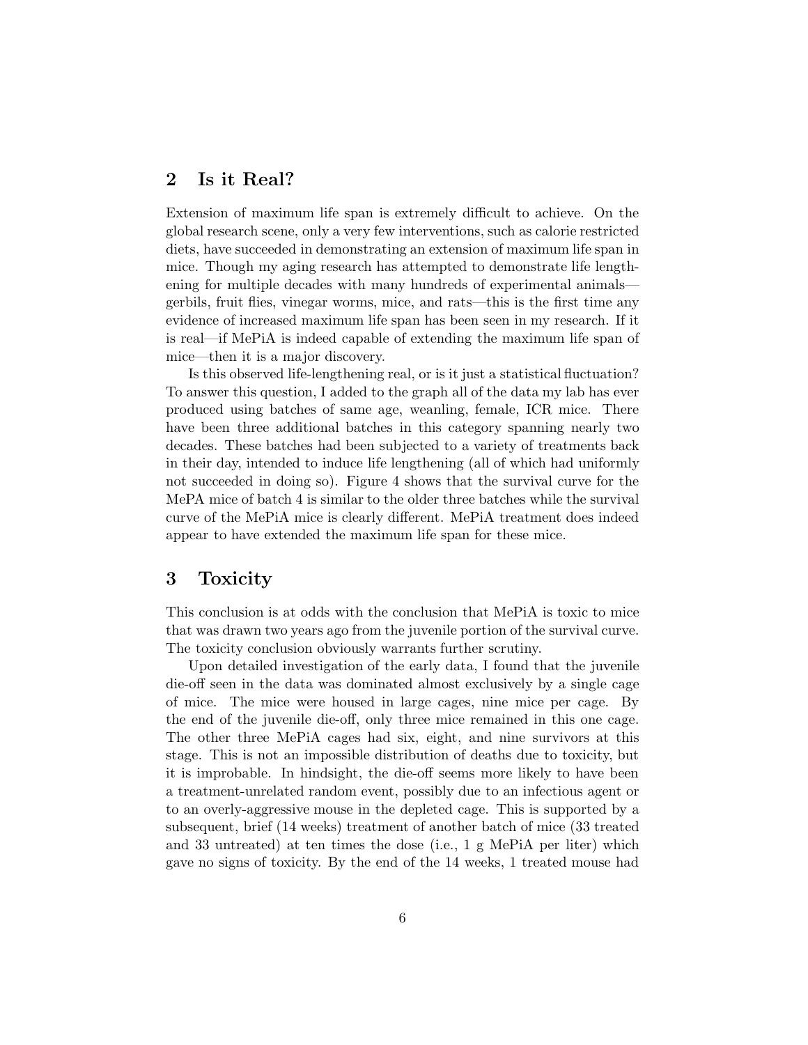## 2 Is it Real?

Extension of maximum life span is extremely difficult to achieve. On the global research scene, only a very few interventions, such as calorie restricted diets, have succeeded in demonstrating an extension of maximum life span in mice. Though my aging research has attempted to demonstrate life lengthening for multiple decades with many hundreds of experimental animals—gerbils, fruit flies, vinegar worms, mice, and rats—this is the first time any evidence of increased maximum life span has been seen in my research. If it is real—if MePiA is indeed capable of extending the maximum life span of mice—then it is a major discovery.

Is this observed life-lengthening real, or is it just a statistical fluctuation? To answer this question, I added to the graph all of the data my lab has ever produced using batches of same age, weanling, female, ICR mice. There have been three additional batches in this category spanning nearly two decades. These batches had been subjected to a variety of treatments back in their day, intended to induce life lengthening (all of which had uniformly not succeeded in doing so). Figure 4 shows that the survival curve for the MePA mice of batch 4 is similar to the older three batches while the survival curve of the MePiA mice is clearly different. MePiA treatment does indeed appear to have extended the maximum life span for these mice.

## 3 Toxicity

This conclusion is at odds with the conclusion that MePiA is toxic to mice that was drawn two years ago from the juvenile portion of the survival curve. The toxicity conclusion obviously warrants further scrutiny.

Upon detailed investigation of the early data, I found that the juvenile die-off seen in the data was dominated almost exclusively by a single cage of mice. The mice were housed in large cages, nine mice per cage. By the end of the juvenile die-off, only three mice remained in this one cage. The other three MePiA cages had six, eight, and nine survivors at this stage. This is not an impossible distribution of deaths due to toxicity, but it is improbable. In hindsight, the die-off seems more likely to have been a treatment-unrelated random event, possibly due to an infectious agent or to an overly-aggressive mouse in the depleted cage. This is supported by a subsequent, brief (14 weeks) treatment of another batch of mice (33 treated and 33 untreated) at ten times the dose (i.e., 1 g MePiA per liter) which gave no signs of toxicity. By the end of the 14 weeks, 1 treated mouse had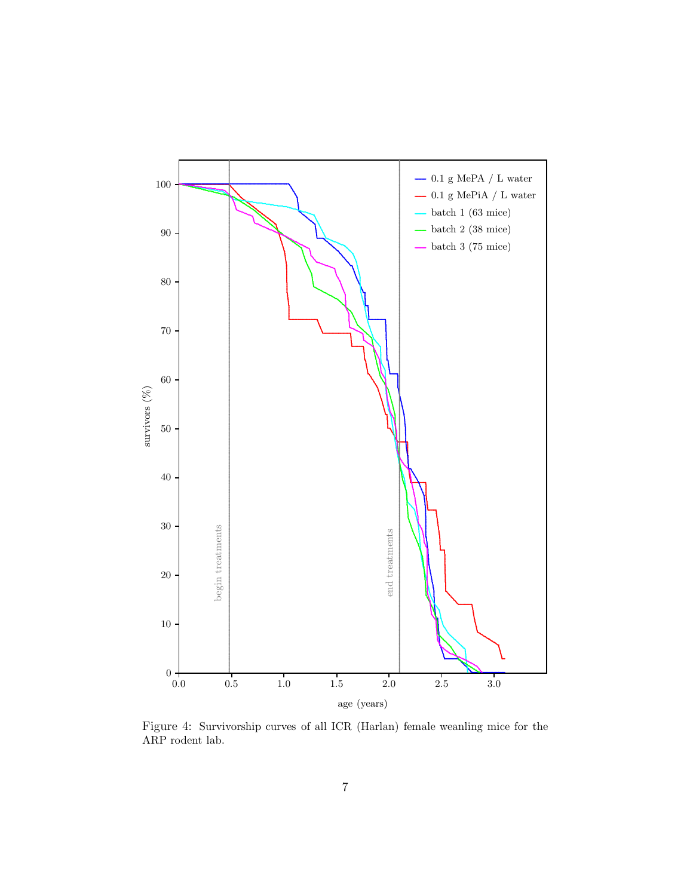Figure 4: Survivorship curves of all ICR (Harlan) female weanling mice for the ARP rodent lab.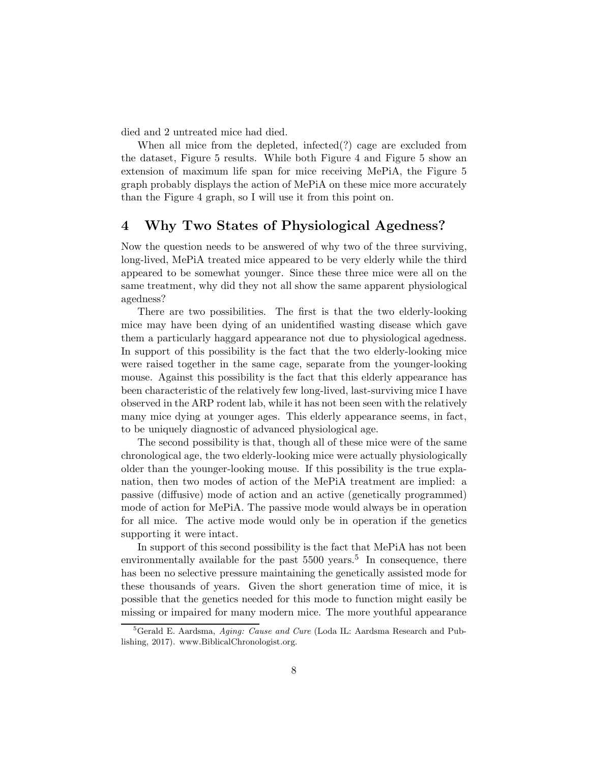died and 2 untreated mice had died.

When all mice from the depleted, infected(?) cage are excluded from the dataset, Figure 5 results. While both Figure 4 and Figure 5 show an extension of maximum life span for mice receiving MePiA, the Figure 5 graph probably displays the action of MePiA on these mice more accurately than the Figure 4 graph, so I will use it from this point on.

## 4 Why Two States of Physiological Agedness?

Now the question needs to be answered of why two of the three surviving, long-lived, MePiA treated mice appeared to be very elderly while the third appeared to be somewhat younger. Since these three mice were all on the same treatment, why did they not all show the same apparent physiological agedness?

There are two possibilities. The first is that the two elderly-looking mice may have been dying of an unidentified wasting disease which gave them a particularly haggard appearance not due to physiological agedness. In support of this possibility is the fact that the two elderly-looking mice were raised together in the same cage, separate from the younger-looking mouse. Against this possibility is the fact that this elderly appearance has been characteristic of the relatively few long-lived, last-surviving mice I have observed in the ARP rodent lab, while it has not been seen with the relatively many mice dying at younger ages. This elderly appearance seems, in fact, to be uniquely diagnostic of advanced physiological age.

The second possibility is that, though all of these mice were of the same chronological age, the two elderly-looking mice were actually physiologically older than the younger-looking mouse. If this possibility is the true explanation, then two modes of action of the MePiA treatment are implied: a passive (diffusive) mode of action and an active (genetically programmed) mode of action for MePiA. The passive mode would always be in operation for all mice. The active mode would only be in operation if the genetics supporting it were intact.

In support of this second possibility is the fact that MePiA has not been environmentally available for the past 5500 years.[5] In consequence, there has been no selective pressure maintaining the genetically assisted mode for these thousands of years. Given the short generation time of mice, it is possible that the genetics needed for this mode to function might easily be missing or impaired for many modern mice. The more youthful appearance

[5] Gerald E. Aardsma, *Aging: Cause and Cure* (Loda IL: Aardsma Research and Publishing, 2017). www.BiblicalChronologist.org.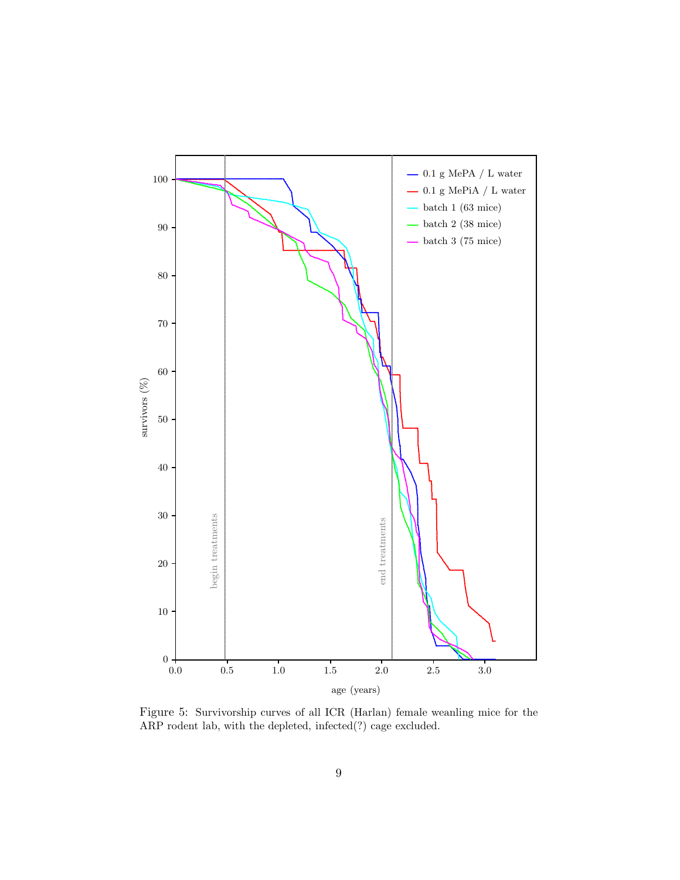Figure 5: Survivorship curves of all ICR (Harlan) female weanling mice for the ARP rodent lab, with the depleted, infected(?) cage excluded.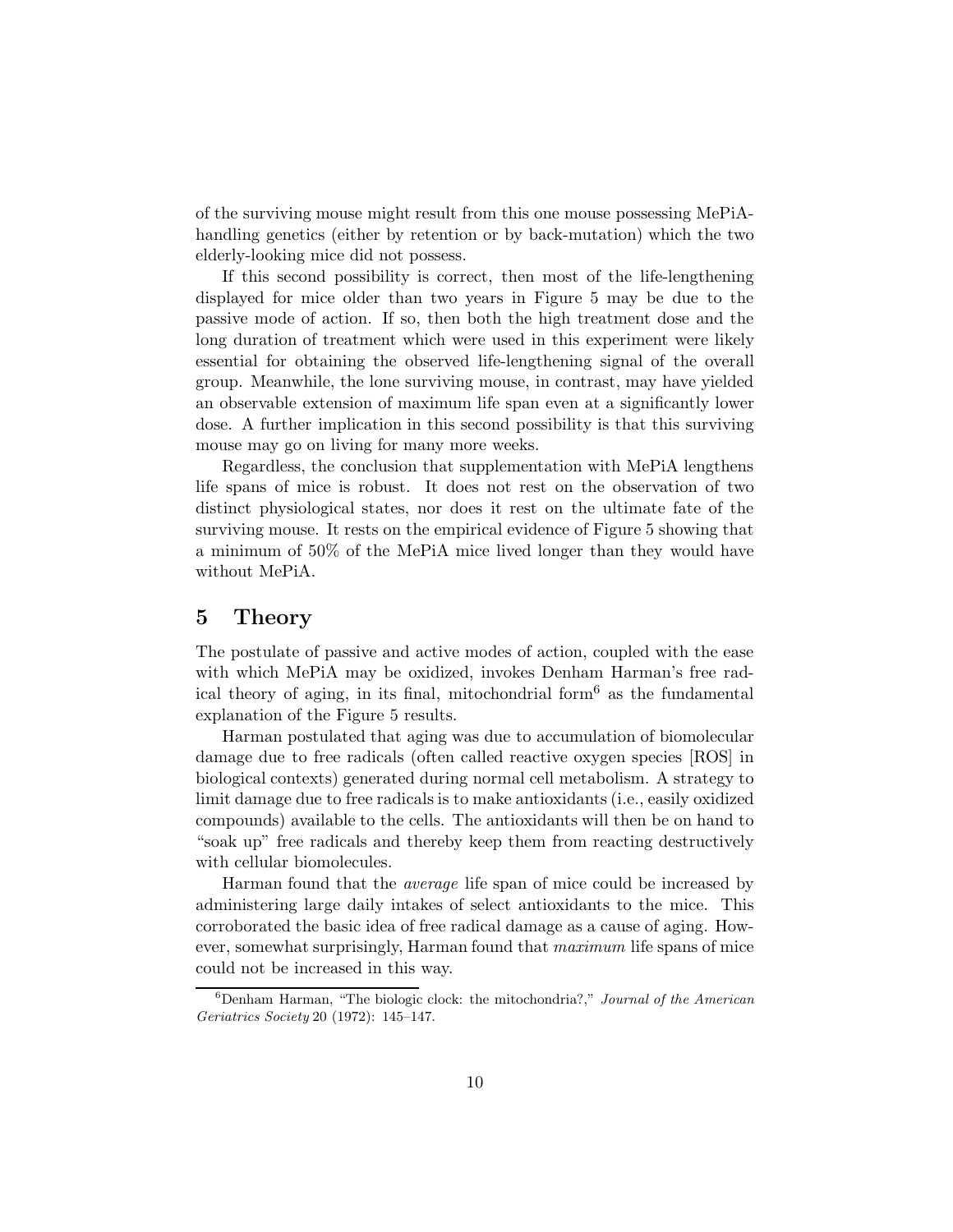of the surviving mouse might result from this one mouse possessing MePiA-handling genetics (either by retention or by back-mutation) which the two elderly-looking mice did not possess.

If this second possibility is correct, then most of the life-lengthening displayed for mice older than two years in Figure 5 may be due to the passive mode of action. If so, then both the high treatment dose and the long duration of treatment which were used in this experiment were likely essential for obtaining the observed life-lengthening signal of the overall group. Meanwhile, the lone surviving mouse, in contrast, may have yielded an observable extension of maximum life span even at a significantly lower dose. A further implication in this second possibility is that this surviving mouse may go on living for many more weeks.

Regardless, the conclusion that supplementation with MePiA lengthens life spans of mice is robust. It does not rest on the observation of two distinct physiological states, nor does it rest on the ultimate fate of the surviving mouse. It rests on the empirical evidence of Figure 5 showing that a minimum of 50% of the MePiA mice lived longer than they would have without MePiA.

## 5 Theory

The postulate of passive and active modes of action, coupled with the ease with which MePiA may be oxidized, invokes Denham Harman's free radical theory of aging, in its final, mitochondrial form[6] as the fundamental explanation of the Figure 5 results.

Harman postulated that aging was due to accumulation of biomolecular damage due to free radicals (often called reactive oxygen species [ROS] in biological contexts) generated during normal cell metabolism. A strategy to limit damage due to free radicals is to make antioxidants (i.e., easily oxidized compounds) available to the cells. The antioxidants will then be on hand to "soak up" free radicals and thereby keep them from reacting destructively with cellular biomolecules.

Harman found that the *average* life span of mice could be increased by administering large daily intakes of select antioxidants to the mice. This corroborated the basic idea of free radical damage as a cause of aging. However, somewhat surprisingly, Harman found that *maximum* life spans of mice could not be increased in this way.

[6] Denham Harman, "The biologic clock: the mitochondria?," *Journal of the American Geriatrics Society* 20 (1972): 145–147.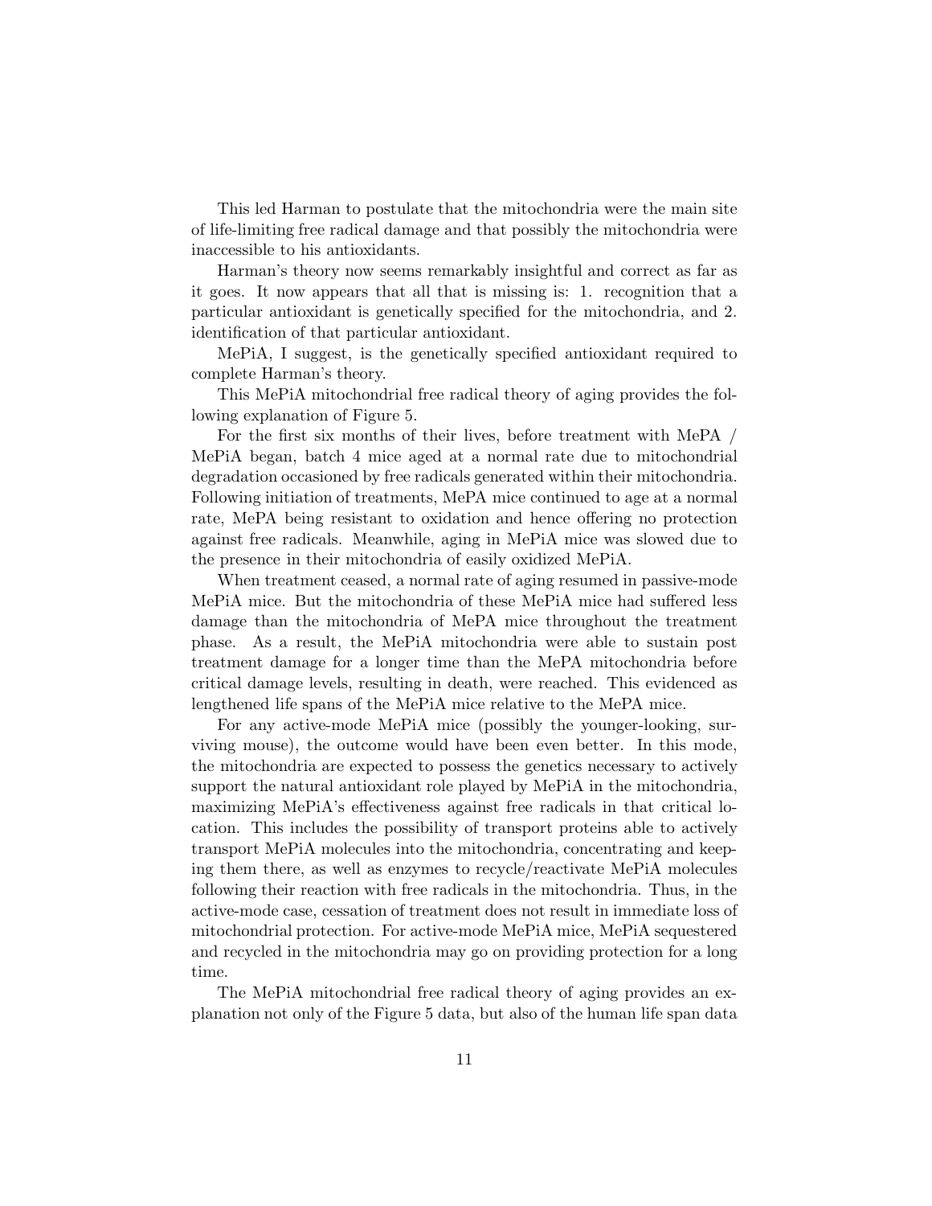This led Harman to postulate that the mitochondria were the main site of life-limiting free radical damage and that possibly the mitochondria were inaccessible to his antioxidants.

Harman's theory now seems remarkably insightful and correct as far as it goes. It now appears that all that is missing is: 1. recognition that a particular antioxidant is genetically specified for the mitochondria, and 2. identification of that particular antioxidant.

MePiA, I suggest, is the genetically specified antioxidant required to complete Harman's theory.

This MePiA mitochondrial free radical theory of aging provides the following explanation of Figure 5.

For the first six months of their lives, before treatment with MePA / MePiA began, batch 4 mice aged at a normal rate due to mitochondrial degradation occasioned by free radicals generated within their mitochondria. Following initiation of treatments, MePA mice continued to age at a normal rate, MePA being resistant to oxidation and hence offering no protection against free radicals. Meanwhile, aging in MePiA mice was slowed due to the presence in their mitochondria of easily oxidized MePiA.

When treatment ceased, a normal rate of aging resumed in passive-mode MePiA mice. But the mitochondria of these MePiA mice had suffered less damage than the mitochondria of MePA mice throughout the treatment phase. As a result, the MePiA mitochondria were able to sustain post treatment damage for a longer time than the MePA mitochondria before critical damage levels, resulting in death, were reached. This evidenced as lengthened life spans of the MePiA mice relative to the MePA mice.

For any active-mode MePiA mice (possibly the younger-looking, surviving mouse), the outcome would have been even better. In this mode, the mitochondria are expected to possess the genetics necessary to actively support the natural antioxidant role played by MePiA in the mitochondria, maximizing MePiA's effectiveness against free radicals in that critical location. This includes the possibility of transport proteins able to actively transport MePiA molecules into the mitochondria, concentrating and keeping them there, as well as enzymes to recycle/reactivate MePiA molecules following their reaction with free radicals in the mitochondria. Thus, in the active-mode case, cessation of treatment does not result in immediate loss of mitochondrial protection. For active-mode MePiA mice, MePiA sequestered and recycled in the mitochondria may go on providing protection for a long time.

The MePiA mitochondrial free radical theory of aging provides an explanation not only of the Figure 5 data, but also of the human life span data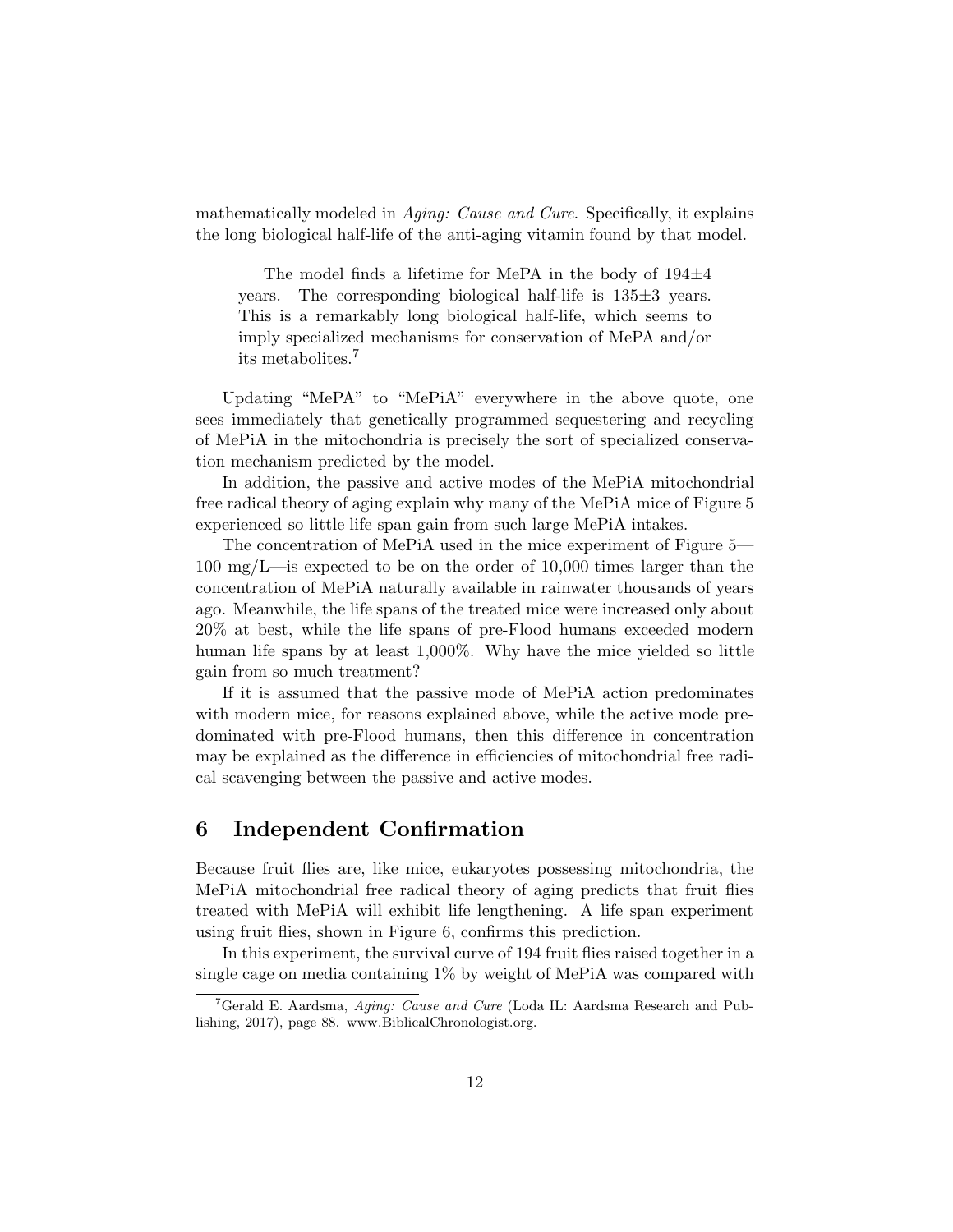mathematically modeled in *Aging: Cause and Cure*. Specifically, it explains the long biological half-life of the anti-aging vitamin found by that model.

> The model finds a lifetime for MePA in the body of $194\pm4$ years. The corresponding biological half-life is $135\pm3$ years. This is a remarkably long biological half-life, which seems to imply specialized mechanisms for conservation of MePA and/or its metabolites.[7]

Updating "MePA" to "MePiA" everywhere in the above quote, one sees immediately that genetically programmed sequestering and recycling of MePiA in the mitochondria is precisely the sort of specialized conservation mechanism predicted by the model.

In addition, the passive and active modes of the MePiA mitochondrial free radical theory of aging explain why many of the MePiA mice of Figure 5 experienced so little life span gain from such large MePiA intakes.

The concentration of MePiA used in the mice experiment of Figure 5—100 mg/L—is expected to be on the order of 10,000 times larger than the concentration of MePiA naturally available in rainwater thousands of years ago. Meanwhile, the life spans of the treated mice were increased only about 20% at best, while the life spans of pre-Flood humans exceeded modern human life spans by at least 1,000%. Why have the mice yielded so little gain from so much treatment?

If it is assumed that the passive mode of MePiA action predominates with modern mice, for reasons explained above, while the active mode predominated with pre-Flood humans, then this difference in concentration may be explained as the difference in efficiencies of mitochondrial free radical scavenging between the passive and active modes.

## 6 Independent Confirmation

Because fruit flies are, like mice, eukaryotes possessing mitochondria, the MePiA mitochondrial free radical theory of aging predicts that fruit flies treated with MePiA will exhibit life lengthening. A life span experiment using fruit flies, shown in Figure 6, confirms this prediction.

In this experiment, the survival curve of 194 fruit flies raised together in a single cage on media containing 1% by weight of MePiA was compared with

[7] Gerald E. Aardsma, *Aging: Cause and Cure* (Loda IL: Aardsma Research and Publishing, 2017), page 88. www.BiblicalChronologist.org.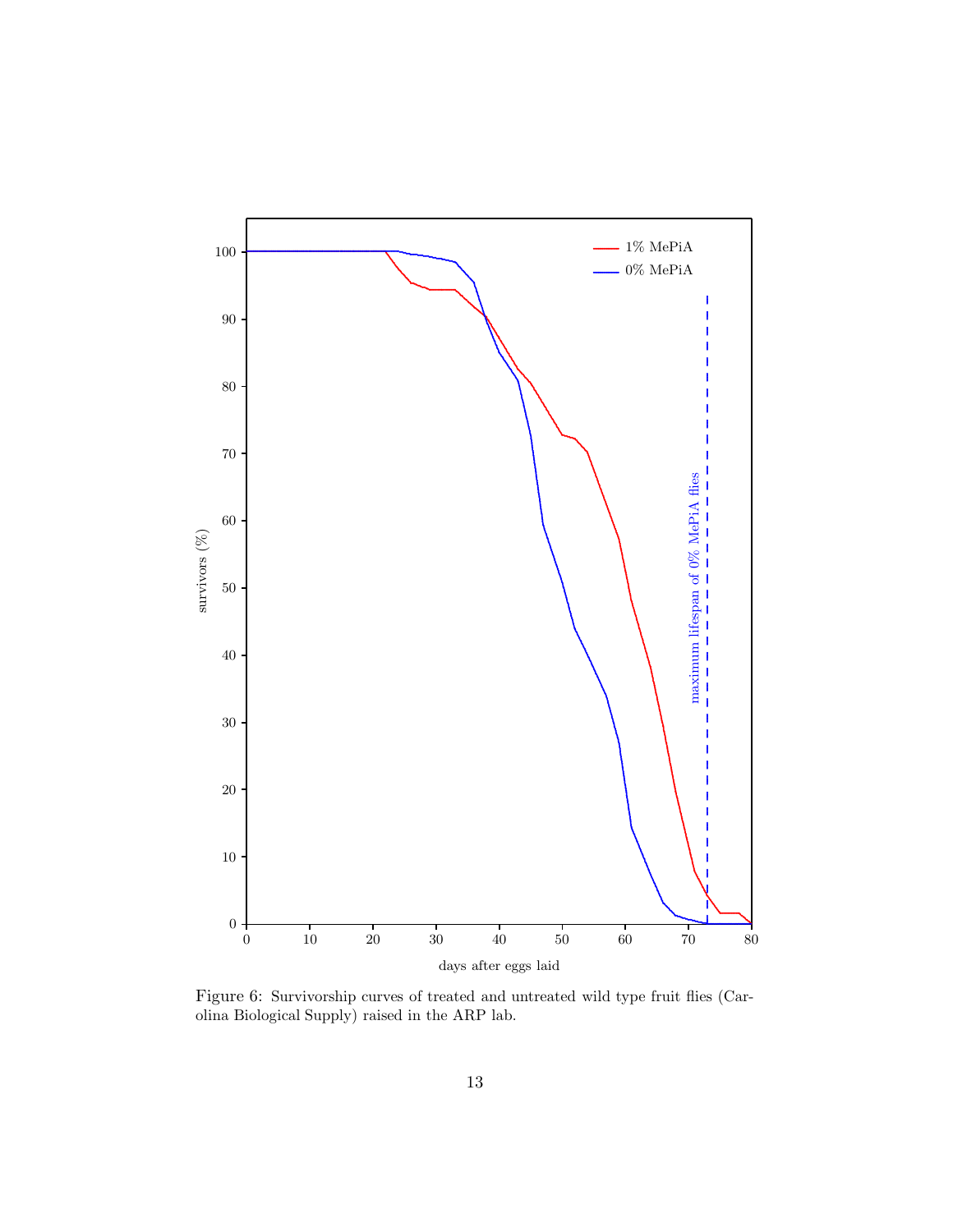Figure 6: Survivorship curves of treated and untreated wild type fruit flies (Carolina Biological Supply) raised in the ARP lab.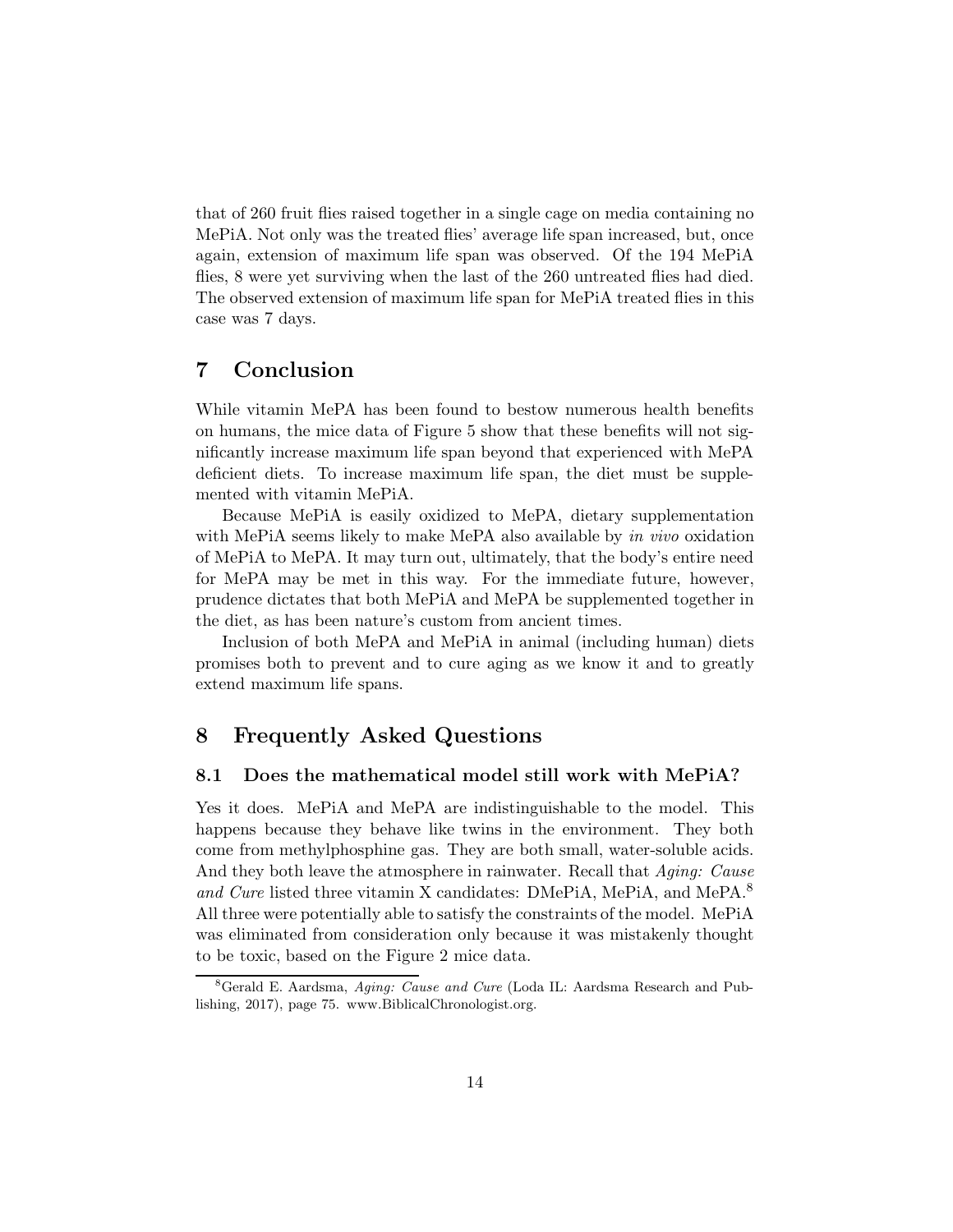that of 260 fruit flies raised together in a single cage on media containing no MePiA. Not only was the treated flies' average life span increased, but, once again, extension of maximum life span was observed. Of the 194 MePiA flies, 8 were yet surviving when the last of the 260 untreated flies had died. The observed extension of maximum life span for MePiA treated flies in this case was 7 days.

## 7 Conclusion

While vitamin MePA has been found to bestow numerous health benefits on humans, the mice data of Figure 5 show that these benefits will not significantly increase maximum life span beyond that experienced with MePA deficient diets. To increase maximum life span, the diet must be supplemented with vitamin MePiA.

Because MePiA is easily oxidized to MePA, dietary supplementation with MePiA seems likely to make MePA also available by *in vivo* oxidation of MePiA to MePA. It may turn out, ultimately, that the body's entire need for MePA may be met in this way. For the immediate future, however, prudence dictates that both MePiA and MePA be supplemented together in the diet, as has been nature's custom from ancient times.

Inclusion of both MePA and MePiA in animal (including human) diets promises both to prevent and to cure aging as we know it and to greatly extend maximum life spans.

## 8 Frequently Asked Questions

### 8.1 Does the mathematical model still work with MePiA?

Yes it does. MePiA and MePA are indistinguishable to the model. This happens because they behave like twins in the environment. They both come from methylphosphine gas. They are both small, water-soluble acids. And they both leave the atmosphere in rainwater. Recall that *Aging: Cause and Cure* listed three vitamin X candidates: DMePiA, MePiA, and MePA.[8] All three were potentially able to satisfy the constraints of the model. MePiA was eliminated from consideration only because it was mistakenly thought to be toxic, based on the Figure 2 mice data.

[8] Gerald E. Aardsma, *Aging: Cause and Cure* (Loda IL: Aardsma Research and Publishing, 2017), page 75. www.BiblicalChronologist.org.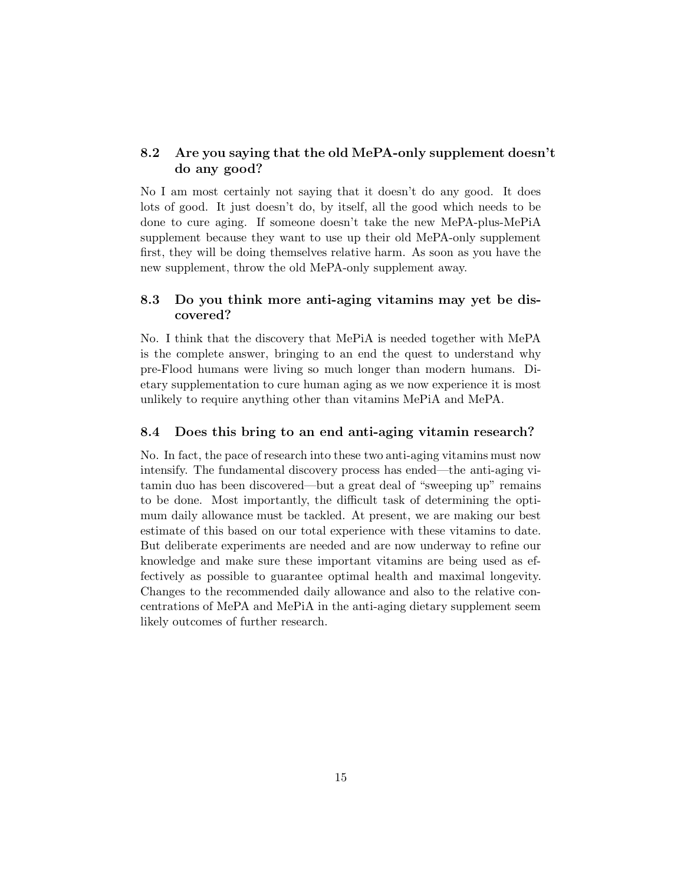### 8.2 Are you saying that the old MePA-only supplement doesn't do any good?

No I am most certainly not saying that it doesn't do any good. It does lots of good. It just doesn't do, by itself, all the good which needs to be done to cure aging. If someone doesn't take the new MePA-plus-MePiA supplement because they want to use up their old MePA-only supplement first, they will be doing themselves relative harm. As soon as you have the new supplement, throw the old MePA-only supplement away.

### 8.3 Do you think more anti-aging vitamins may yet be discovered?

No. I think that the discovery that MePiA is needed together with MePA is the complete answer, bringing to an end the quest to understand why pre-Flood humans were living so much longer than modern humans. Dietary supplementation to cure human aging as we now experience it is most unlikely to require anything other than vitamins MePiA and MePA.

### 8.4 Does this bring to an end anti-aging vitamin research?

No. In fact, the pace of research into these two anti-aging vitamins must now intensify. The fundamental discovery process has ended—the anti-aging vitamin duo has been discovered—but a great deal of "sweeping up" remains to be done. Most importantly, the difficult task of determining the optimum daily allowance must be tackled. At present, we are making our best estimate of this based on our total experience with these vitamins to date. But deliberate experiments are needed and are now underway to refine our knowledge and make sure these important vitamins are being used as effectively as possible to guarantee optimal health and maximal longevity. Changes to the recommended daily allowance and also to the relative concentrations of MePA and MePiA in the anti-aging dietary supplement seem likely outcomes of further research.